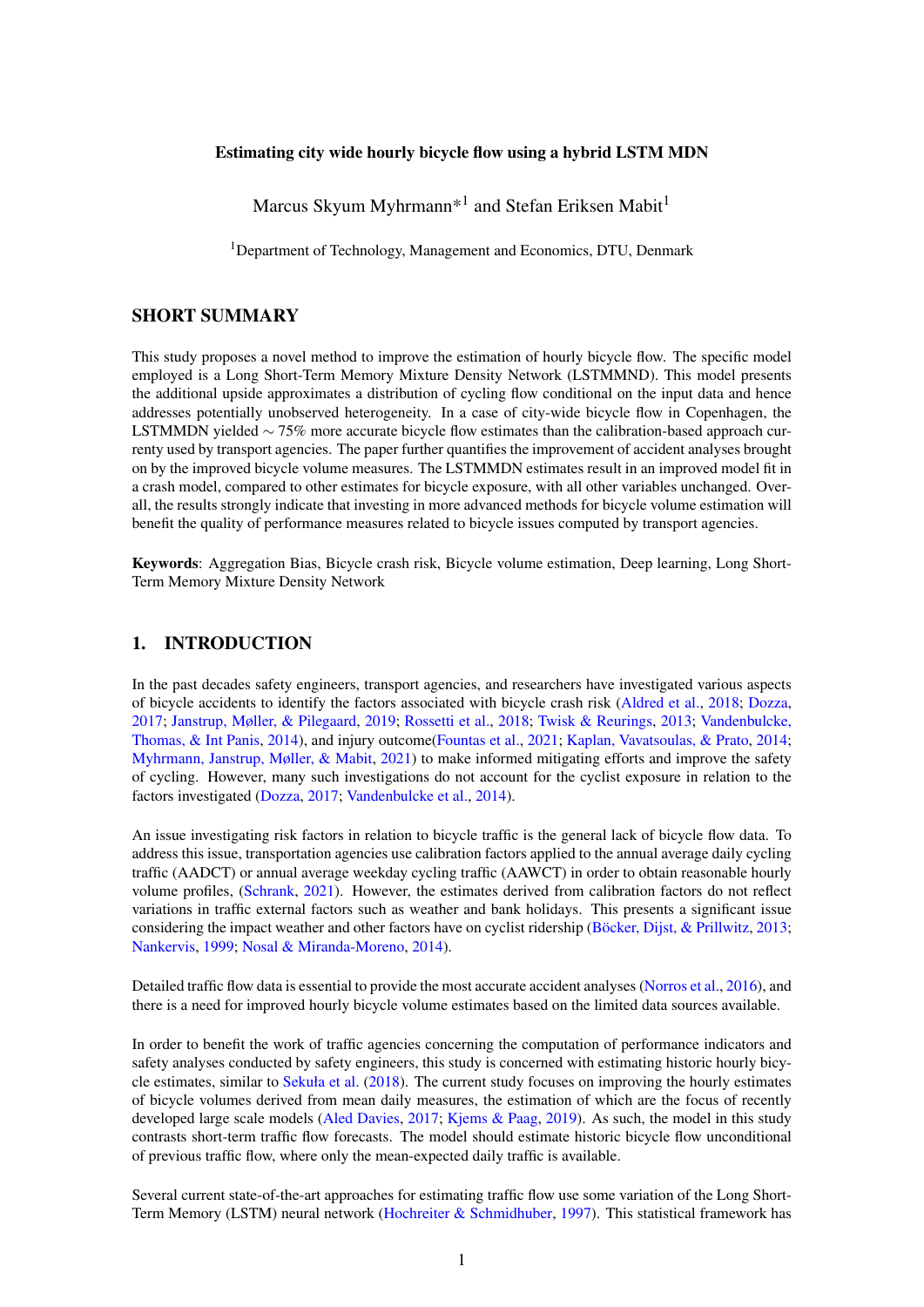# Estimating city wide hourly bicycle flow using a hybrid LSTM MDN

Marcus Skyum Myhrmann*[1] and Stefan Eriksen Mabit[1]

[1]Department of Technology, Management and Economics, DTU, Denmark

## SHORT SUMMARY

This study proposes a novel method to improve the estimation of hourly bicycle flow. The specific model employed is a Long Short-Term Memory Mixture Density Network (LSTMMND). This model presents the additional upside approximates a distribution of cycling flow conditional on the input data and hence addresses potentially unobserved heterogeneity. In a case of city-wide bicycle flow in Copenhagen, the LSTMMDN yielded $\sim 75\%$ more accurate bicycle flow estimates than the calibration-based approach currenty used by transport agencies. The paper further quantifies the improvement of accident analyses brought on by the improved bicycle volume measures. The LSTMMDN estimates result in an improved model fit in a crash model, compared to other estimates for bicycle exposure, with all other variables unchanged. Overall, the results strongly indicate that investing in more advanced methods for bicycle volume estimation will benefit the quality of performance measures related to bicycle issues computed by transport agencies.

**Keywords**: Aggregation Bias, Bicycle crash risk, Bicycle volume estimation, Deep learning, Long Short-Term Memory Mixture Density Network

## 1. INTRODUCTION

In the past decades safety engineers, transport agencies, and researchers have investigated various aspects of bicycle accidents to identify the factors associated with bicycle crash risk (Aldred et al., 2018; Dozza, 2017; Janstrup, Møller, & Pilegaard, 2019; Rossetti et al., 2018; Twisk & Reurings, 2013; Vandenbulcke, Thomas, & Int Panis, 2014), and injury outcome(Fountas et al., 2021; Kaplan, Vavatsoulas, & Prato, 2014; Myhrmann, Janstrup, Møller, & Mabit, 2021) to make informed mitigating efforts and improve the safety of cycling. However, many such investigations do not account for the cyclist exposure in relation to the factors investigated (Dozza, 2017; Vandenbulcke et al., 2014).

An issue investigating risk factors in relation to bicycle traffic is the general lack of bicycle flow data. To address this issue, transportation agencies use calibration factors applied to the annual average daily cycling traffic (AADCT) or annual average weekday cycling traffic (AAWCT) in order to obtain reasonable hourly volume profiles, (Schrank, 2021). However, the estimates derived from calibration factors do not reflect variations in traffic external factors such as weather and bank holidays. This presents a significant issue considering the impact weather and other factors have on cyclist ridership (Böcker, Dijst, & Prillwitz, 2013; Nankervis, 1999; Nosal & Miranda-Moreno, 2014).

Detailed traffic flow data is essential to provide the most accurate accident analyses (Norros et al., 2016), and there is a need for improved hourly bicycle volume estimates based on the limited data sources available.

In order to benefit the work of traffic agencies concerning the computation of performance indicators and safety analyses conducted by safety engineers, this study is concerned with estimating historic hourly bicycle estimates, similar to Sekuła et al. (2018). The current study focuses on improving the hourly estimates of bicycle volumes derived from mean daily measures, the estimation of which are the focus of recently developed large scale models (Aled Davies, 2017; Kjems & Paag, 2019). As such, the model in this study contrasts short-term traffic flow forecasts. The model should estimate historic bicycle flow unconditional of previous traffic flow, where only the mean-expected daily traffic is available.

Several current state-of-the-art approaches for estimating traffic flow use some variation of the Long Short-Term Memory (LSTM) neural network (Hochreiter & Schmidhuber, 1997). This statistical framework has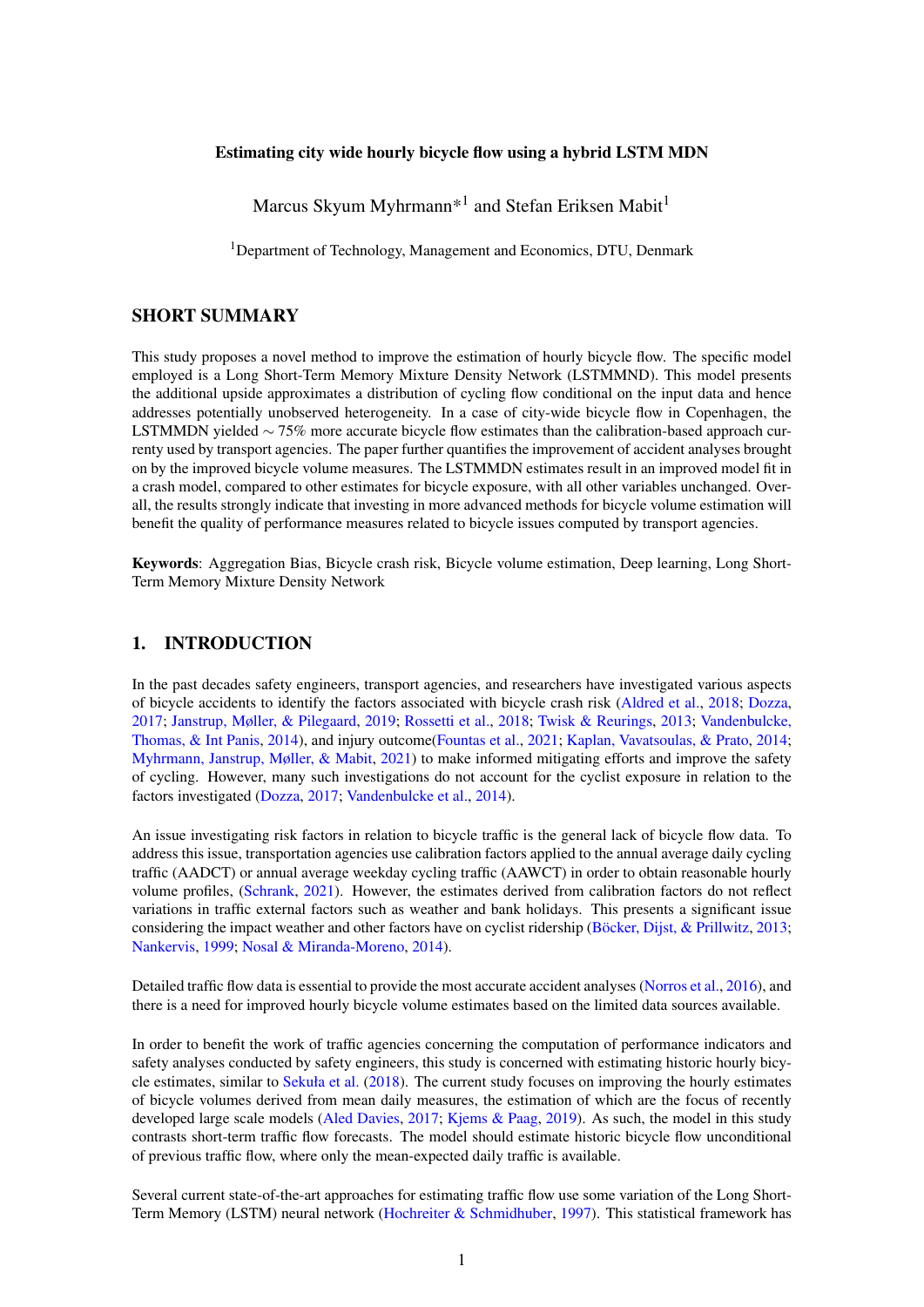**Estimating city wide hourly bicycle flow using a hybrid LSTM MDN**

Marcus Skyum Myhrmann*[1] and Stefan Eriksen Mabit[1]

[1]Department of Technology, Management and Economics, DTU, Denmark

## SHORT SUMMARY

This study proposes a novel method to improve the estimation of hourly bicycle flow. The specific model employed is a Long Short-Term Memory Mixture Density Network (LSTMMND). This model presents the additional upside approximates a distribution of cycling flow conditional on the input data and hence addresses potentially unobserved heterogeneity. In a case of city-wide bicycle flow in Copenhagen, the LSTMMDN yielded $\sim 75\%$ more accurate bicycle flow estimates than the calibration-based approach currenty used by transport agencies. The paper further quantifies the improvement of accident analyses brought on by the improved bicycle volume measures. The LSTMMDN estimates result in an improved model fit in a crash model, compared to other estimates for bicycle exposure, with all other variables unchanged. Overall, the results strongly indicate that investing in more advanced methods for bicycle volume estimation will benefit the quality of performance measures related to bicycle issues computed by transport agencies.

**Keywords**: Aggregation Bias, Bicycle crash risk, Bicycle volume estimation, Deep learning, Long Short-Term Memory Mixture Density Network

## 1. INTRODUCTION

In the past decades safety engineers, transport agencies, and researchers have investigated various aspects of bicycle accidents to identify the factors associated with bicycle crash risk (Aldred et al., 2018; Dozza, 2017; Janstrup, Møller, & Pilegaard, 2019; Rossetti et al., 2018; Twisk & Reurings, 2013; Vandenbulcke, Thomas, & Int Panis, 2014), and injury outcome(Fountas et al., 2021; Kaplan, Vavatsoulas, & Prato, 2014; Myhrmann, Janstrup, Møller, & Mabit, 2021) to make informed mitigating efforts and improve the safety of cycling. However, many such investigations do not account for the cyclist exposure in relation to the factors investigated (Dozza, 2017; Vandenbulcke et al., 2014).

An issue investigating risk factors in relation to bicycle traffic is the general lack of bicycle flow data. To address this issue, transportation agencies use calibration factors applied to the annual average daily cycling traffic (AADCT) or annual average weekday cycling traffic (AAWCT) in order to obtain reasonable hourly volume profiles, (Schrank, 2021). However, the estimates derived from calibration factors do not reflect variations in traffic external factors such as weather and bank holidays. This presents a significant issue considering the impact weather and other factors have on cyclist ridership (Böcker, Dijst, & Prillwitz, 2013; Nankervis, 1999; Nosal & Miranda-Moreno, 2014).

Detailed traffic flow data is essential to provide the most accurate accident analyses (Norros et al., 2016), and there is a need for improved hourly bicycle volume estimates based on the limited data sources available.

In order to benefit the work of traffic agencies concerning the computation of performance indicators and safety analyses conducted by safety engineers, this study is concerned with estimating historic hourly bicycle estimates, similar to Sekuła et al. (2018). The current study focuses on improving the hourly estimates of bicycle volumes derived from mean daily measures, the estimation of which are the focus of recently developed large scale models (Aled Davies, 2017; Kjems & Paag, 2019). As such, the model in this study contrasts short-term traffic flow forecasts. The model should estimate historic bicycle flow unconditional of previous traffic flow, where only the mean-expected daily traffic is available.

Several current state-of-the-art approaches for estimating traffic flow use some variation of the Long Short-Term Memory (LSTM) neural network (Hochreiter & Schmidhuber, 1997). This statistical framework has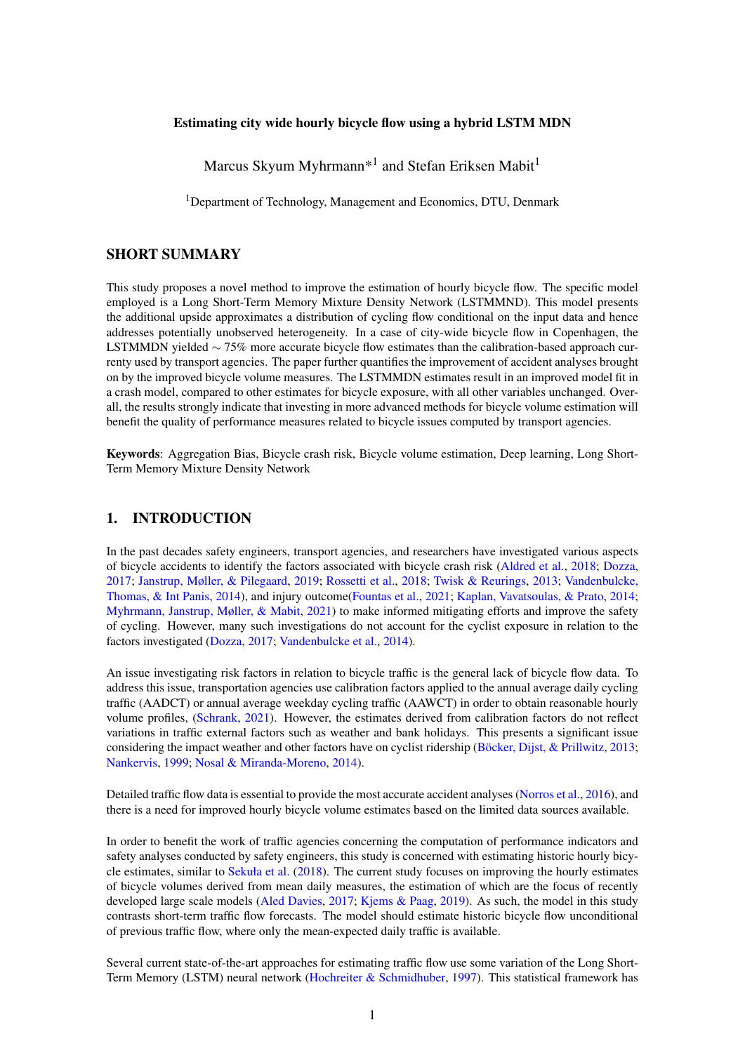**Estimating city wide hourly bicycle flow using a hybrid LSTM MDN**

Marcus Skyum Myhrmann*[1] and Stefan Eriksen Mabit[1]

[1]Department of Technology, Management and Economics, DTU, Denmark

## SHORT SUMMARY

This study proposes a novel method to improve the estimation of hourly bicycle flow. The specific model employed is a Long Short-Term Memory Mixture Density Network (LSTMMND). This model presents the additional upside approximates a distribution of cycling flow conditional on the input data and hence addresses potentially unobserved heterogeneity. In a case of city-wide bicycle flow in Copenhagen, the LSTMMDN yielded $\sim 75\%$ more accurate bicycle flow estimates than the calibration-based approach currenty used by transport agencies. The paper further quantifies the improvement of accident analyses brought on by the improved bicycle volume measures. The LSTMMDN estimates result in an improved model fit in a crash model, compared to other estimates for bicycle exposure, with all other variables unchanged. Overall, the results strongly indicate that investing in more advanced methods for bicycle volume estimation will benefit the quality of performance measures related to bicycle issues computed by transport agencies.

**Keywords**: Aggregation Bias, Bicycle crash risk, Bicycle volume estimation, Deep learning, Long Short-Term Memory Mixture Density Network

## 1. INTRODUCTION

In the past decades safety engineers, transport agencies, and researchers have investigated various aspects of bicycle accidents to identify the factors associated with bicycle crash risk (Aldred et al., 2018; Dozza, 2017; Janstrup, Møller, & Pilegaard, 2019; Rossetti et al., 2018; Twisk & Reurings, 2013; Vandenbulcke, Thomas, & Int Panis, 2014), and injury outcome(Fountas et al., 2021; Kaplan, Vavatsoulas, & Prato, 2014; Myhrmann, Janstrup, Møller, & Mabit, 2021) to make informed mitigating efforts and improve the safety of cycling. However, many such investigations do not account for the cyclist exposure in relation to the factors investigated (Dozza, 2017; Vandenbulcke et al., 2014).

An issue investigating risk factors in relation to bicycle traffic is the general lack of bicycle flow data. To address this issue, transportation agencies use calibration factors applied to the annual average daily cycling traffic (AADCT) or annual average weekday cycling traffic (AAWCT) in order to obtain reasonable hourly volume profiles, (Schrank, 2021). However, the estimates derived from calibration factors do not reflect variations in traffic external factors such as weather and bank holidays. This presents a significant issue considering the impact weather and other factors have on cyclist ridership (Böcker, Dijst, & Prillwitz, 2013; Nankervis, 1999; Nosal & Miranda-Moreno, 2014).

Detailed traffic flow data is essential to provide the most accurate accident analyses (Norros et al., 2016), and there is a need for improved hourly bicycle volume estimates based on the limited data sources available.

In order to benefit the work of traffic agencies concerning the computation of performance indicators and safety analyses conducted by safety engineers, this study is concerned with estimating historic hourly bicycle estimates, similar to Sekuła et al. (2018). The current study focuses on improving the hourly estimates of bicycle volumes derived from mean daily measures, the estimation of which are the focus of recently developed large scale models (Aled Davies, 2017; Kjems & Paag, 2019). As such, the model in this study contrasts short-term traffic flow forecasts. The model should estimate historic bicycle flow unconditional of previous traffic flow, where only the mean-expected daily traffic is available.

Several current state-of-the-art approaches for estimating traffic flow use some variation of the Long Short-Term Memory (LSTM) neural network (Hochreiter & Schmidhuber, 1997). This statistical framework has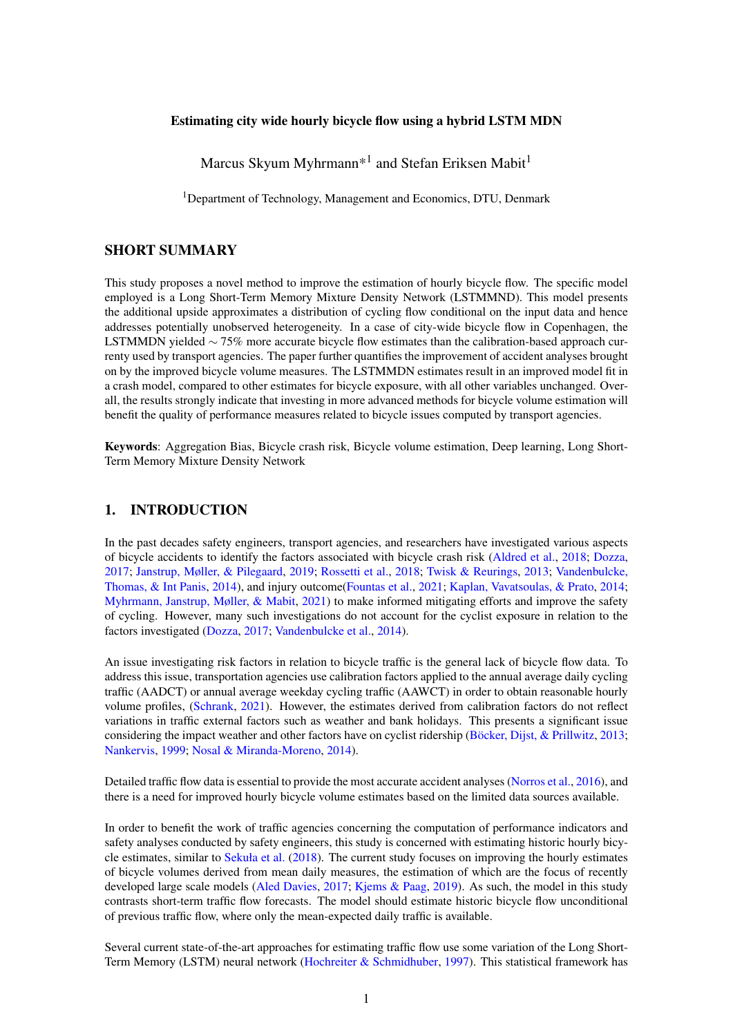**Estimating city wide hourly bicycle flow using a hybrid LSTM MDN**

Marcus Skyum Myhrmann*[1] and Stefan Eriksen Mabit[1]

[1]Department of Technology, Management and Economics, DTU, Denmark

## SHORT SUMMARY

This study proposes a novel method to improve the estimation of hourly bicycle flow. The specific model employed is a Long Short-Term Memory Mixture Density Network (LSTMMND). This model presents the additional upside approximates a distribution of cycling flow conditional on the input data and hence addresses potentially unobserved heterogeneity. In a case of city-wide bicycle flow in Copenhagen, the LSTMMDN yielded ∼ 75% more accurate bicycle flow estimates than the calibration-based approach currenty used by transport agencies. The paper further quantifies the improvement of accident analyses brought on by the improved bicycle volume measures. The LSTMMDN estimates result in an improved model fit in a crash model, compared to other estimates for bicycle exposure, with all other variables unchanged. Overall, the results strongly indicate that investing in more advanced methods for bicycle volume estimation will benefit the quality of performance measures related to bicycle issues computed by transport agencies.

**Keywords**: Aggregation Bias, Bicycle crash risk, Bicycle volume estimation, Deep learning, Long Short-Term Memory Mixture Density Network

## 1. INTRODUCTION

In the past decades safety engineers, transport agencies, and researchers have investigated various aspects of bicycle accidents to identify the factors associated with bicycle crash risk (Aldred et al., 2018; Dozza, 2017; Janstrup, Møller, & Pilegaard, 2019; Rossetti et al., 2018; Twisk & Reurings, 2013; Vandenbulcke, Thomas, & Int Panis, 2014), and injury outcome(Fountas et al., 2021; Kaplan, Vavatsoulas, & Prato, 2014; Myhrmann, Janstrup, Møller, & Mabit, 2021) to make informed mitigating efforts and improve the safety of cycling. However, many such investigations do not account for the cyclist exposure in relation to the factors investigated (Dozza, 2017; Vandenbulcke et al., 2014).

An issue investigating risk factors in relation to bicycle traffic is the general lack of bicycle flow data. To address this issue, transportation agencies use calibration factors applied to the annual average daily cycling traffic (AADCT) or annual average weekday cycling traffic (AAWCT) in order to obtain reasonable hourly volume profiles, (Schrank, 2021). However, the estimates derived from calibration factors do not reflect variations in traffic external factors such as weather and bank holidays. This presents a significant issue considering the impact weather and other factors have on cyclist ridership (Böcker, Dijst, & Prillwitz, 2013; Nankervis, 1999; Nosal & Miranda-Moreno, 2014).

Detailed traffic flow data is essential to provide the most accurate accident analyses (Norros et al., 2016), and there is a need for improved hourly bicycle volume estimates based on the limited data sources available.

In order to benefit the work of traffic agencies concerning the computation of performance indicators and safety analyses conducted by safety engineers, this study is concerned with estimating historic hourly bicycle estimates, similar to Sekuła et al. (2018). The current study focuses on improving the hourly estimates of bicycle volumes derived from mean daily measures, the estimation of which are the focus of recently developed large scale models (Aled Davies, 2017; Kjems & Paag, 2019). As such, the model in this study contrasts short-term traffic flow forecasts. The model should estimate historic bicycle flow unconditional of previous traffic flow, where only the mean-expected daily traffic is available.

Several current state-of-the-art approaches for estimating traffic flow use some variation of the Long Short-Term Memory (LSTM) neural network (Hochreiter & Schmidhuber, 1997). This statistical framework has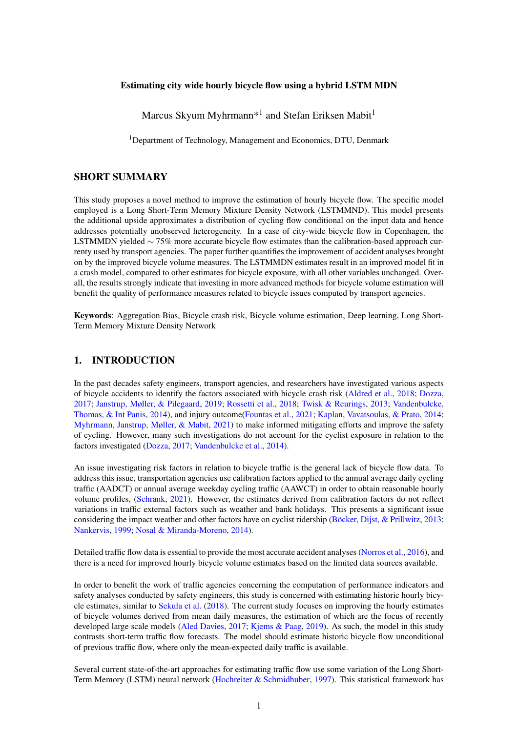**Estimating city wide hourly bicycle flow using a hybrid LSTM MDN**

Marcus Skyum Myhrmann*[1] and Stefan Eriksen Mabit[1]

[1]Department of Technology, Management and Economics, DTU, Denmark

## SHORT SUMMARY

This study proposes a novel method to improve the estimation of hourly bicycle flow. The specific model employed is a Long Short-Term Memory Mixture Density Network (LSTMMND). This model presents the additional upside approximates a distribution of cycling flow conditional on the input data and hence addresses potentially unobserved heterogeneity. In a case of city-wide bicycle flow in Copenhagen, the LSTMMDN yielded $\sim 75\%$ more accurate bicycle flow estimates than the calibration-based approach currenty used by transport agencies. The paper further quantifies the improvement of accident analyses brought on by the improved bicycle volume measures. The LSTMMDN estimates result in an improved model fit in a crash model, compared to other estimates for bicycle exposure, with all other variables unchanged. Overall, the results strongly indicate that investing in more advanced methods for bicycle volume estimation will benefit the quality of performance measures related to bicycle issues computed by transport agencies.

**Keywords**: Aggregation Bias, Bicycle crash risk, Bicycle volume estimation, Deep learning, Long Short-Term Memory Mixture Density Network

## 1. INTRODUCTION

In the past decades safety engineers, transport agencies, and researchers have investigated various aspects of bicycle accidents to identify the factors associated with bicycle crash risk (Aldred et al., 2018; Dozza, 2017; Janstrup, Møller, & Pilegaard, 2019; Rossetti et al., 2018; Twisk & Reurings, 2013; Vandenbulcke, Thomas, & Int Panis, 2014), and injury outcome(Fountas et al., 2021; Kaplan, Vavatsoulas, & Prato, 2014; Myhrmann, Janstrup, Møller, & Mabit, 2021) to make informed mitigating efforts and improve the safety of cycling. However, many such investigations do not account for the cyclist exposure in relation to the factors investigated (Dozza, 2017; Vandenbulcke et al., 2014).

An issue investigating risk factors in relation to bicycle traffic is the general lack of bicycle flow data. To address this issue, transportation agencies use calibration factors applied to the annual average daily cycling traffic (AADCT) or annual average weekday cycling traffic (AAWCT) in order to obtain reasonable hourly volume profiles, (Schrank, 2021). However, the estimates derived from calibration factors do not reflect variations in traffic external factors such as weather and bank holidays. This presents a significant issue considering the impact weather and other factors have on cyclist ridership (Böcker, Dijst, & Prillwitz, 2013; Nankervis, 1999; Nosal & Miranda-Moreno, 2014).

Detailed traffic flow data is essential to provide the most accurate accident analyses (Norros et al., 2016), and there is a need for improved hourly bicycle volume estimates based on the limited data sources available.

In order to benefit the work of traffic agencies concerning the computation of performance indicators and safety analyses conducted by safety engineers, this study is concerned with estimating historic hourly bicycle estimates, similar to Sekuła et al. (2018). The current study focuses on improving the hourly estimates of bicycle volumes derived from mean daily measures, the estimation of which are the focus of recently developed large scale models (Aled Davies, 2017; Kjems & Paag, 2019). As such, the model in this study contrasts short-term traffic flow forecasts. The model should estimate historic bicycle flow unconditional of previous traffic flow, where only the mean-expected daily traffic is available.

Several current state-of-the-art approaches for estimating traffic flow use some variation of the Long Short-Term Memory (LSTM) neural network (Hochreiter & Schmidhuber, 1997). This statistical framework has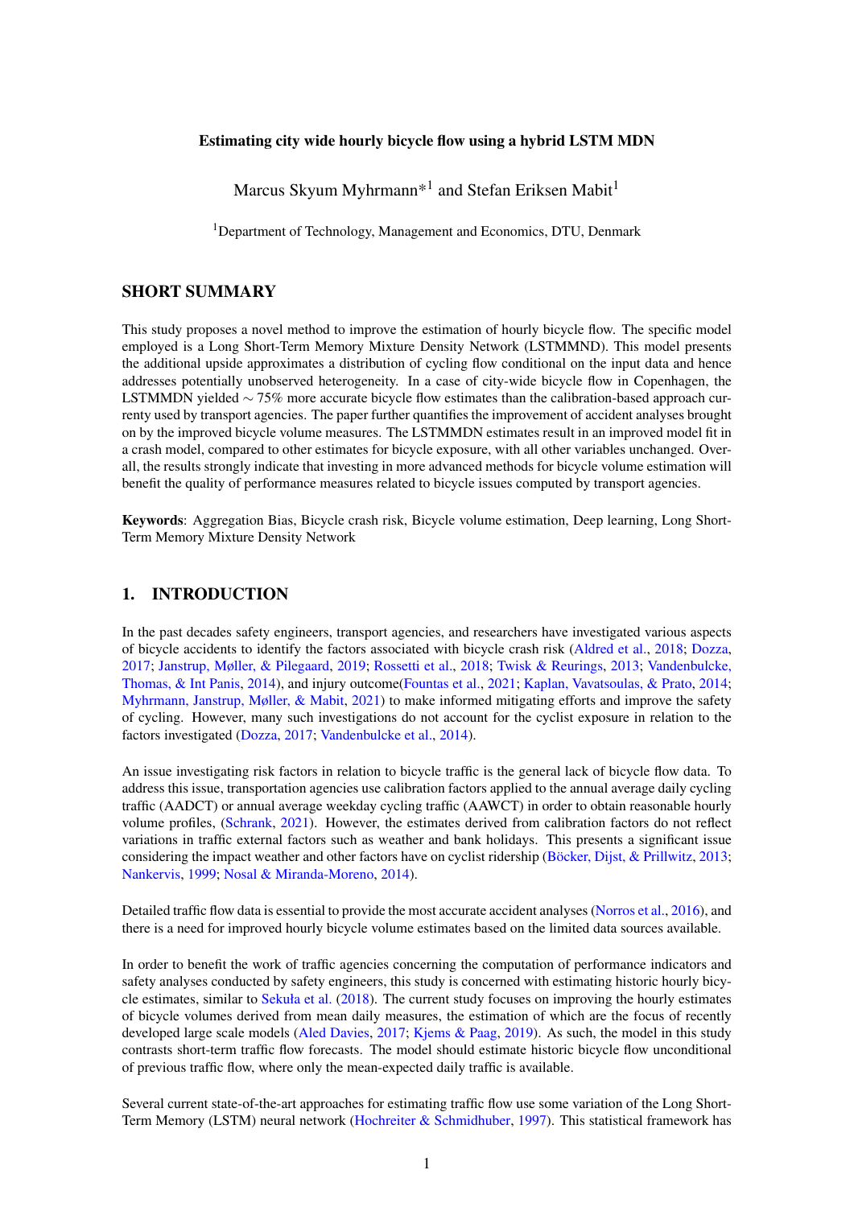**Estimating city wide hourly bicycle flow using a hybrid LSTM MDN**

Marcus Skyum Myhrmann*[1] and Stefan Eriksen Mabit[1]

[1]Department of Technology, Management and Economics, DTU, Denmark

## SHORT SUMMARY

This study proposes a novel method to improve the estimation of hourly bicycle flow. The specific model employed is a Long Short-Term Memory Mixture Density Network (LSTMMND). This model presents the additional upside approximates a distribution of cycling flow conditional on the input data and hence addresses potentially unobserved heterogeneity. In a case of city-wide bicycle flow in Copenhagen, the LSTMMDN yielded $\sim 75\%$ more accurate bicycle flow estimates than the calibration-based approach currenty used by transport agencies. The paper further quantifies the improvement of accident analyses brought on by the improved bicycle volume measures. The LSTMMDN estimates result in an improved model fit in a crash model, compared to other estimates for bicycle exposure, with all other variables unchanged. Overall, the results strongly indicate that investing in more advanced methods for bicycle volume estimation will benefit the quality of performance measures related to bicycle issues computed by transport agencies.

**Keywords**: Aggregation Bias, Bicycle crash risk, Bicycle volume estimation, Deep learning, Long Short-Term Memory Mixture Density Network

## 1. INTRODUCTION

In the past decades safety engineers, transport agencies, and researchers have investigated various aspects of bicycle accidents to identify the factors associated with bicycle crash risk (Aldred et al., 2018; Dozza, 2017; Janstrup, Møller, & Pilegaard, 2019; Rossetti et al., 2018; Twisk & Reurings, 2013; Vandenbulcke, Thomas, & Int Panis, 2014), and injury outcome(Fountas et al., 2021; Kaplan, Vavatsoulas, & Prato, 2014; Myhrmann, Janstrup, Møller, & Mabit, 2021) to make informed mitigating efforts and improve the safety of cycling. However, many such investigations do not account for the cyclist exposure in relation to the factors investigated (Dozza, 2017; Vandenbulcke et al., 2014).

An issue investigating risk factors in relation to bicycle traffic is the general lack of bicycle flow data. To address this issue, transportation agencies use calibration factors applied to the annual average daily cycling traffic (AADCT) or annual average weekday cycling traffic (AAWCT) in order to obtain reasonable hourly volume profiles, (Schrank, 2021). However, the estimates derived from calibration factors do not reflect variations in traffic external factors such as weather and bank holidays. This presents a significant issue considering the impact weather and other factors have on cyclist ridership (Böcker, Dijst, & Prillwitz, 2013; Nankervis, 1999; Nosal & Miranda-Moreno, 2014).

Detailed traffic flow data is essential to provide the most accurate accident analyses (Norros et al., 2016), and there is a need for improved hourly bicycle volume estimates based on the limited data sources available.

In order to benefit the work of traffic agencies concerning the computation of performance indicators and safety analyses conducted by safety engineers, this study is concerned with estimating historic hourly bicycle estimates, similar to Sekuła et al. (2018). The current study focuses on improving the hourly estimates of bicycle volumes derived from mean daily measures, the estimation of which are the focus of recently developed large scale models (Aled Davies, 2017; Kjems & Paag, 2019). As such, the model in this study contrasts short-term traffic flow forecasts. The model should estimate historic bicycle flow unconditional of previous traffic flow, where only the mean-expected daily traffic is available.

Several current state-of-the-art approaches for estimating traffic flow use some variation of the Long Short-Term Memory (LSTM) neural network (Hochreiter & Schmidhuber, 1997). This statistical framework has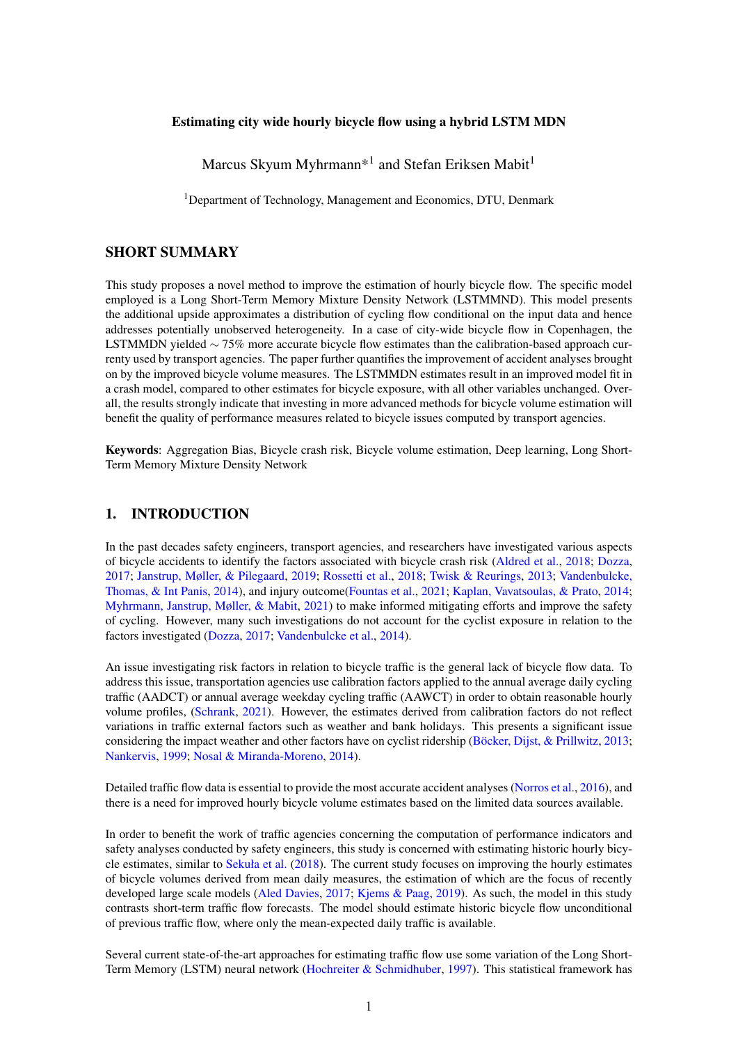**Estimating city wide hourly bicycle flow using a hybrid LSTM MDN**

Marcus Skyum Myhrmann*[1] and Stefan Eriksen Mabit[1]

[1]Department of Technology, Management and Economics, DTU, Denmark

## SHORT SUMMARY

This study proposes a novel method to improve the estimation of hourly bicycle flow. The specific model employed is a Long Short-Term Memory Mixture Density Network (LSTMMND). This model presents the additional upside approximates a distribution of cycling flow conditional on the input data and hence addresses potentially unobserved heterogeneity. In a case of city-wide bicycle flow in Copenhagen, the LSTMMDN yielded ∼ 75% more accurate bicycle flow estimates than the calibration-based approach currenty used by transport agencies. The paper further quantifies the improvement of accident analyses brought on by the improved bicycle volume measures. The LSTMMDN estimates result in an improved model fit in a crash model, compared to other estimates for bicycle exposure, with all other variables unchanged. Overall, the results strongly indicate that investing in more advanced methods for bicycle volume estimation will benefit the quality of performance measures related to bicycle issues computed by transport agencies.

**Keywords**: Aggregation Bias, Bicycle crash risk, Bicycle volume estimation, Deep learning, Long Short-Term Memory Mixture Density Network

## 1. INTRODUCTION

In the past decades safety engineers, transport agencies, and researchers have investigated various aspects of bicycle accidents to identify the factors associated with bicycle crash risk (Aldred et al., 2018; Dozza, 2017; Janstrup, Møller, & Pilegaard, 2019; Rossetti et al., 2018; Twisk & Reurings, 2013; Vandenbulcke, Thomas, & Int Panis, 2014), and injury outcome(Fountas et al., 2021; Kaplan, Vavatsoulas, & Prato, 2014; Myhrmann, Janstrup, Møller, & Mabit, 2021) to make informed mitigating efforts and improve the safety of cycling. However, many such investigations do not account for the cyclist exposure in relation to the factors investigated (Dozza, 2017; Vandenbulcke et al., 2014).

An issue investigating risk factors in relation to bicycle traffic is the general lack of bicycle flow data. To address this issue, transportation agencies use calibration factors applied to the annual average daily cycling traffic (AADCT) or annual average weekday cycling traffic (AAWCT) in order to obtain reasonable hourly volume profiles, (Schrank, 2021). However, the estimates derived from calibration factors do not reflect variations in traffic external factors such as weather and bank holidays. This presents a significant issue considering the impact weather and other factors have on cyclist ridership (Böcker, Dijst, & Prillwitz, 2013; Nankervis, 1999; Nosal & Miranda-Moreno, 2014).

Detailed traffic flow data is essential to provide the most accurate accident analyses (Norros et al., 2016), and there is a need for improved hourly bicycle volume estimates based on the limited data sources available.

In order to benefit the work of traffic agencies concerning the computation of performance indicators and safety analyses conducted by safety engineers, this study is concerned with estimating historic hourly bicycle estimates, similar to Sekuła et al. (2018). The current study focuses on improving the hourly estimates of bicycle volumes derived from mean daily measures, the estimation of which are the focus of recently developed large scale models (Aled Davies, 2017; Kjems & Paag, 2019). As such, the model in this study contrasts short-term traffic flow forecasts. The model should estimate historic bicycle flow unconditional of previous traffic flow, where only the mean-expected daily traffic is available.

Several current state-of-the-art approaches for estimating traffic flow use some variation of the Long Short-Term Memory (LSTM) neural network (Hochreiter & Schmidhuber, 1997). This statistical framework has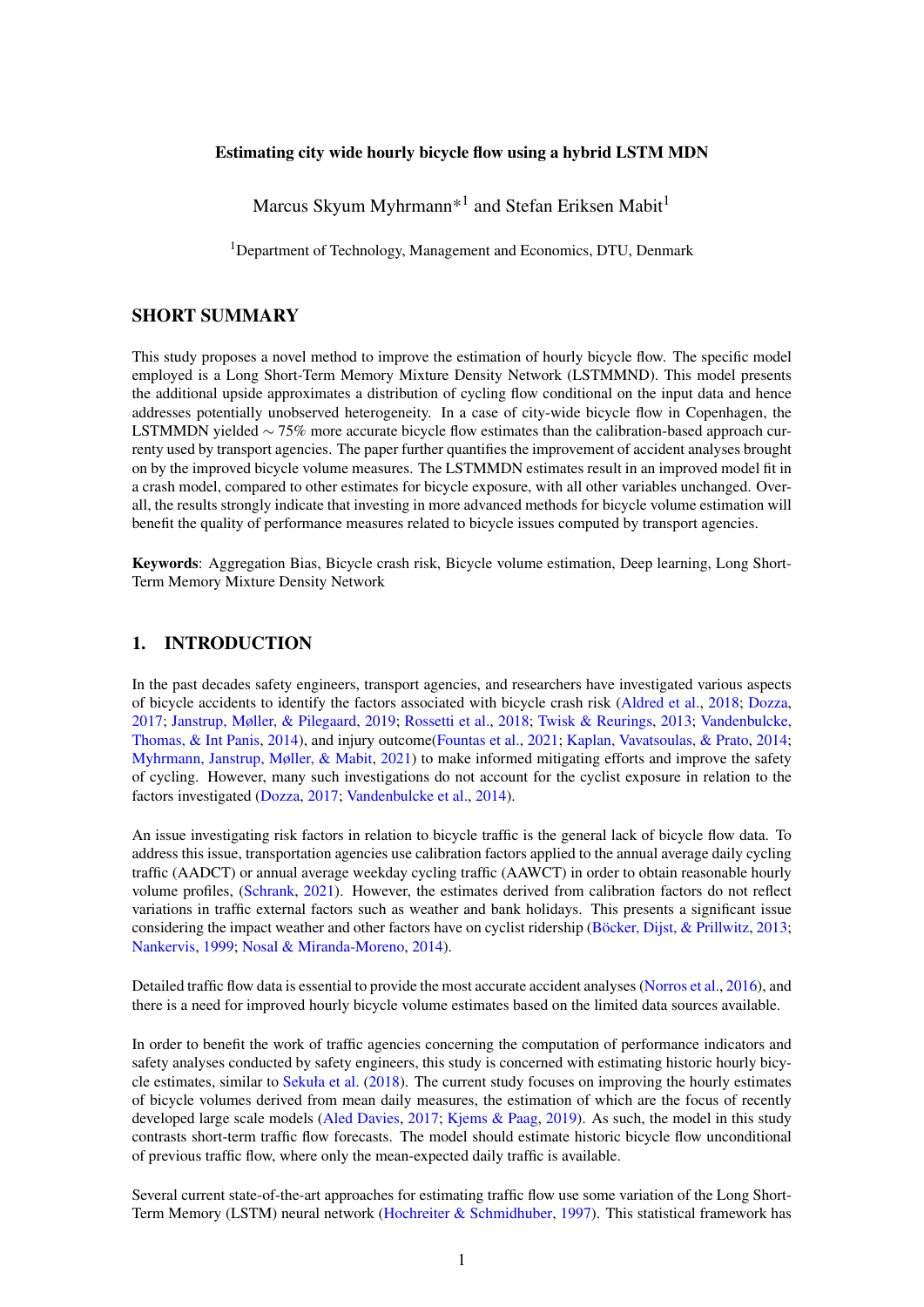**Estimating city wide hourly bicycle flow using a hybrid LSTM MDN**

Marcus Skyum Myhrmann*[1] and Stefan Eriksen Mabit[1]

[1]Department of Technology, Management and Economics, DTU, Denmark

## SHORT SUMMARY

This study proposes a novel method to improve the estimation of hourly bicycle flow. The specific model employed is a Long Short-Term Memory Mixture Density Network (LSTMMND). This model presents the additional upside approximates a distribution of cycling flow conditional on the input data and hence addresses potentially unobserved heterogeneity. In a case of city-wide bicycle flow in Copenhagen, the LSTMMDN yielded $\sim 75\%$ more accurate bicycle flow estimates than the calibration-based approach currenty used by transport agencies. The paper further quantifies the improvement of accident analyses brought on by the improved bicycle volume measures. The LSTMMDN estimates result in an improved model fit in a crash model, compared to other estimates for bicycle exposure, with all other variables unchanged. Overall, the results strongly indicate that investing in more advanced methods for bicycle volume estimation will benefit the quality of performance measures related to bicycle issues computed by transport agencies.

**Keywords**: Aggregation Bias, Bicycle crash risk, Bicycle volume estimation, Deep learning, Long Short-Term Memory Mixture Density Network

## 1. INTRODUCTION

In the past decades safety engineers, transport agencies, and researchers have investigated various aspects of bicycle accidents to identify the factors associated with bicycle crash risk (Aldred et al., 2018; Dozza, 2017; Janstrup, Møller, & Pilegaard, 2019; Rossetti et al., 2018; Twisk & Reurings, 2013; Vandenbulcke, Thomas, & Int Panis, 2014), and injury outcome(Fountas et al., 2021; Kaplan, Vavatsoulas, & Prato, 2014; Myhrmann, Janstrup, Møller, & Mabit, 2021) to make informed mitigating efforts and improve the safety of cycling. However, many such investigations do not account for the cyclist exposure in relation to the factors investigated (Dozza, 2017; Vandenbulcke et al., 2014).

An issue investigating risk factors in relation to bicycle traffic is the general lack of bicycle flow data. To address this issue, transportation agencies use calibration factors applied to the annual average daily cycling traffic (AADCT) or annual average weekday cycling traffic (AAWCT) in order to obtain reasonable hourly volume profiles, (Schrank, 2021). However, the estimates derived from calibration factors do not reflect variations in traffic external factors such as weather and bank holidays. This presents a significant issue considering the impact weather and other factors have on cyclist ridership (Böcker, Dijst, & Prillwitz, 2013; Nankervis, 1999; Nosal & Miranda-Moreno, 2014).

Detailed traffic flow data is essential to provide the most accurate accident analyses (Norros et al., 2016), and there is a need for improved hourly bicycle volume estimates based on the limited data sources available.

In order to benefit the work of traffic agencies concerning the computation of performance indicators and safety analyses conducted by safety engineers, this study is concerned with estimating historic hourly bicycle estimates, similar to Sekuła et al. (2018). The current study focuses on improving the hourly estimates of bicycle volumes derived from mean daily measures, the estimation of which are the focus of recently developed large scale models (Aled Davies, 2017; Kjems & Paag, 2019). As such, the model in this study contrasts short-term traffic flow forecasts. The model should estimate historic bicycle flow unconditional of previous traffic flow, where only the mean-expected daily traffic is available.

Several current state-of-the-art approaches for estimating traffic flow use some variation of the Long Short-Term Memory (LSTM) neural network (Hochreiter & Schmidhuber, 1997). This statistical framework has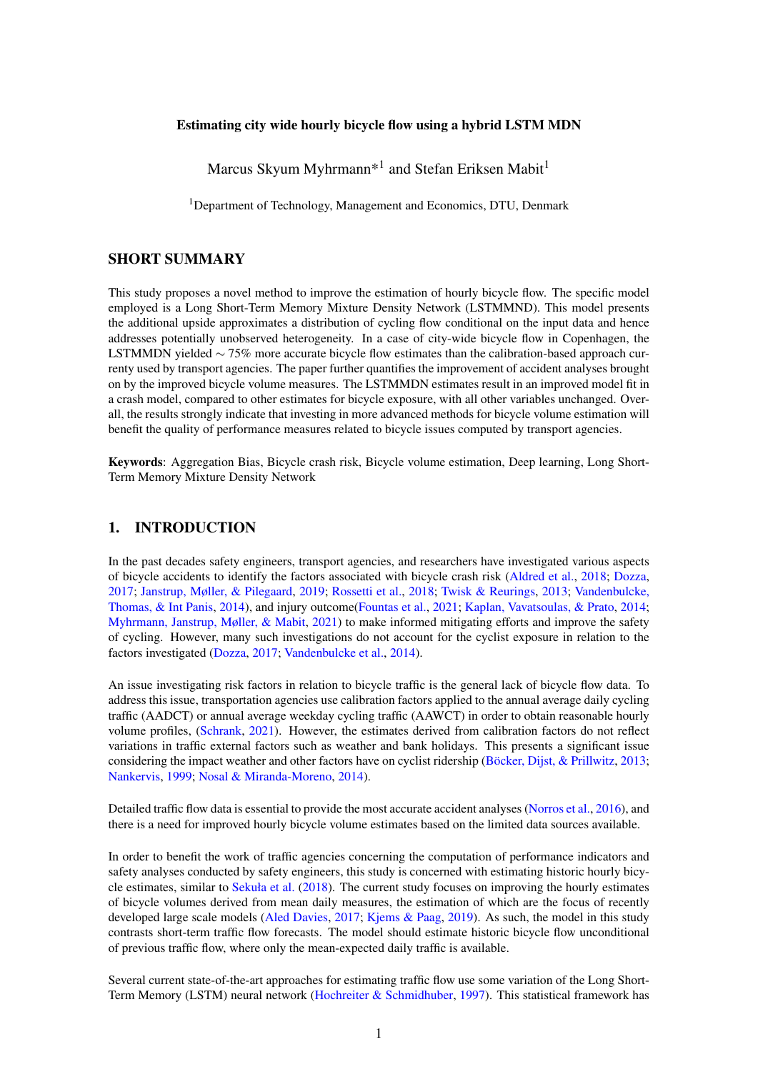**Estimating city wide hourly bicycle flow using a hybrid LSTM MDN**

Marcus Skyum Myhrmann*[1] and Stefan Eriksen Mabit[1]

[1]Department of Technology, Management and Economics, DTU, Denmark

## SHORT SUMMARY

This study proposes a novel method to improve the estimation of hourly bicycle flow. The specific model employed is a Long Short-Term Memory Mixture Density Network (LSTMMND). This model presents the additional upside approximates a distribution of cycling flow conditional on the input data and hence addresses potentially unobserved heterogeneity. In a case of city-wide bicycle flow in Copenhagen, the LSTMMDN yielded ∼ 75% more accurate bicycle flow estimates than the calibration-based approach currenty used by transport agencies. The paper further quantifies the improvement of accident analyses brought on by the improved bicycle volume measures. The LSTMMDN estimates result in an improved model fit in a crash model, compared to other estimates for bicycle exposure, with all other variables unchanged. Overall, the results strongly indicate that investing in more advanced methods for bicycle volume estimation will benefit the quality of performance measures related to bicycle issues computed by transport agencies.

**Keywords**: Aggregation Bias, Bicycle crash risk, Bicycle volume estimation, Deep learning, Long Short-Term Memory Mixture Density Network

## 1. INTRODUCTION

In the past decades safety engineers, transport agencies, and researchers have investigated various aspects of bicycle accidents to identify the factors associated with bicycle crash risk (Aldred et al., 2018; Dozza, 2017; Janstrup, Møller, & Pilegaard, 2019; Rossetti et al., 2018; Twisk & Reurings, 2013; Vandenbulcke, Thomas, & Int Panis, 2014), and injury outcome(Fountas et al., 2021; Kaplan, Vavatsoulas, & Prato, 2014; Myhrmann, Janstrup, Møller, & Mabit, 2021) to make informed mitigating efforts and improve the safety of cycling. However, many such investigations do not account for the cyclist exposure in relation to the factors investigated (Dozza, 2017; Vandenbulcke et al., 2014).

An issue investigating risk factors in relation to bicycle traffic is the general lack of bicycle flow data. To address this issue, transportation agencies use calibration factors applied to the annual average daily cycling traffic (AADCT) or annual average weekday cycling traffic (AAWCT) in order to obtain reasonable hourly volume profiles, (Schrank, 2021). However, the estimates derived from calibration factors do not reflect variations in traffic external factors such as weather and bank holidays. This presents a significant issue considering the impact weather and other factors have on cyclist ridership (Böcker, Dijst, & Prillwitz, 2013; Nankervis, 1999; Nosal & Miranda-Moreno, 2014).

Detailed traffic flow data is essential to provide the most accurate accident analyses (Norros et al., 2016), and there is a need for improved hourly bicycle volume estimates based on the limited data sources available.

In order to benefit the work of traffic agencies concerning the computation of performance indicators and safety analyses conducted by safety engineers, this study is concerned with estimating historic hourly bicycle estimates, similar to Sekuła et al. (2018). The current study focuses on improving the hourly estimates of bicycle volumes derived from mean daily measures, the estimation of which are the focus of recently developed large scale models (Aled Davies, 2017; Kjems & Paag, 2019). As such, the model in this study contrasts short-term traffic flow forecasts. The model should estimate historic bicycle flow unconditional of previous traffic flow, where only the mean-expected daily traffic is available.

Several current state-of-the-art approaches for estimating traffic flow use some variation of the Long Short-Term Memory (LSTM) neural network (Hochreiter & Schmidhuber, 1997). This statistical framework has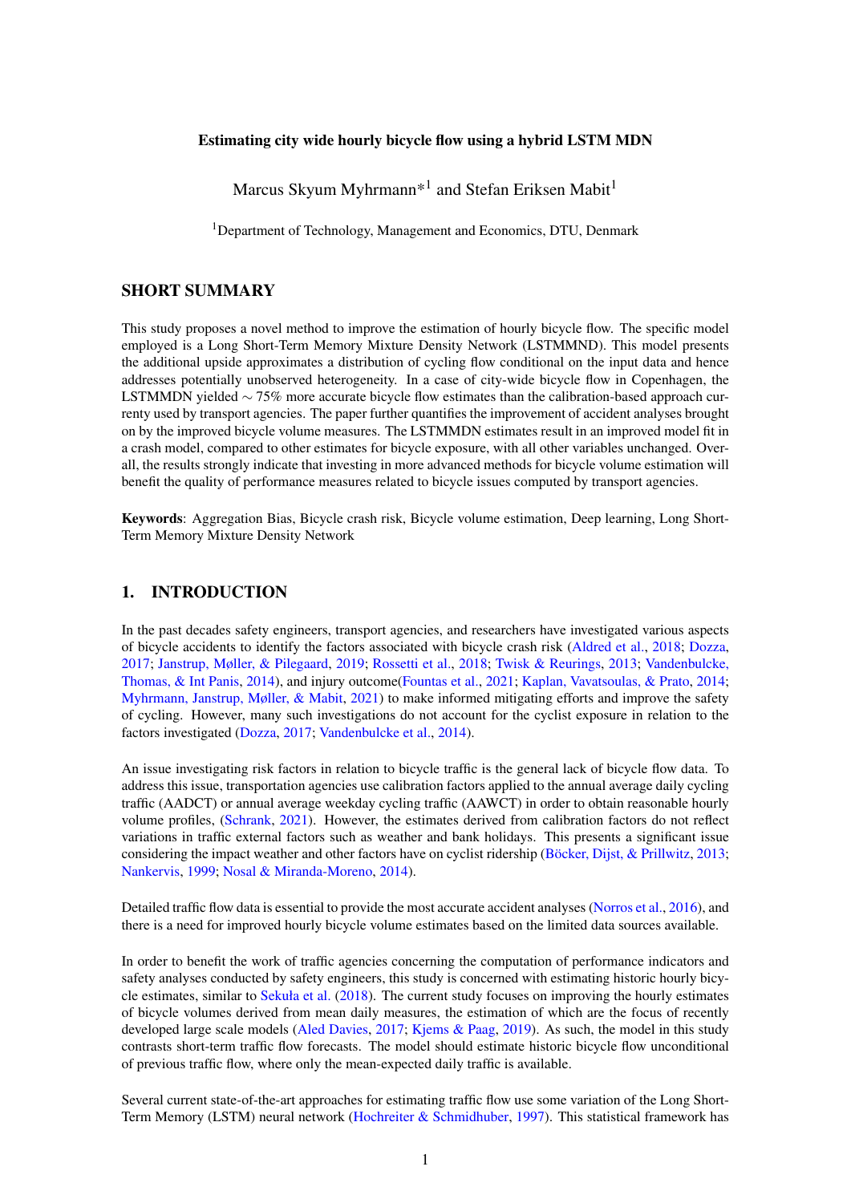**Estimating city wide hourly bicycle flow using a hybrid LSTM MDN**

Marcus Skyum Myhrmann*[1] and Stefan Eriksen Mabit[1]

[1]Department of Technology, Management and Economics, DTU, Denmark

## SHORT SUMMARY

This study proposes a novel method to improve the estimation of hourly bicycle flow. The specific model employed is a Long Short-Term Memory Mixture Density Network (LSTMMND). This model presents the additional upside approximates a distribution of cycling flow conditional on the input data and hence addresses potentially unobserved heterogeneity. In a case of city-wide bicycle flow in Copenhagen, the LSTMMDN yielded $\sim 75\%$ more accurate bicycle flow estimates than the calibration-based approach currenty used by transport agencies. The paper further quantifies the improvement of accident analyses brought on by the improved bicycle volume measures. The LSTMMDN estimates result in an improved model fit in a crash model, compared to other estimates for bicycle exposure, with all other variables unchanged. Overall, the results strongly indicate that investing in more advanced methods for bicycle volume estimation will benefit the quality of performance measures related to bicycle issues computed by transport agencies.

**Keywords**: Aggregation Bias, Bicycle crash risk, Bicycle volume estimation, Deep learning, Long Short-Term Memory Mixture Density Network

## 1. INTRODUCTION

In the past decades safety engineers, transport agencies, and researchers have investigated various aspects of bicycle accidents to identify the factors associated with bicycle crash risk (Aldred et al., 2018; Dozza, 2017; Janstrup, Møller, & Pilegaard, 2019; Rossetti et al., 2018; Twisk & Reurings, 2013; Vandenbulcke, Thomas, & Int Panis, 2014), and injury outcome(Fountas et al., 2021; Kaplan, Vavatsoulas, & Prato, 2014; Myhrmann, Janstrup, Møller, & Mabit, 2021) to make informed mitigating efforts and improve the safety of cycling. However, many such investigations do not account for the cyclist exposure in relation to the factors investigated (Dozza, 2017; Vandenbulcke et al., 2014).

An issue investigating risk factors in relation to bicycle traffic is the general lack of bicycle flow data. To address this issue, transportation agencies use calibration factors applied to the annual average daily cycling traffic (AADCT) or annual average weekday cycling traffic (AAWCT) in order to obtain reasonable hourly volume profiles, (Schrank, 2021). However, the estimates derived from calibration factors do not reflect variations in traffic external factors such as weather and bank holidays. This presents a significant issue considering the impact weather and other factors have on cyclist ridership (Böcker, Dijst, & Prillwitz, 2013; Nankervis, 1999; Nosal & Miranda-Moreno, 2014).

Detailed traffic flow data is essential to provide the most accurate accident analyses (Norros et al., 2016), and there is a need for improved hourly bicycle volume estimates based on the limited data sources available.

In order to benefit the work of traffic agencies concerning the computation of performance indicators and safety analyses conducted by safety engineers, this study is concerned with estimating historic hourly bicycle estimates, similar to Sekuła et al. (2018). The current study focuses on improving the hourly estimates of bicycle volumes derived from mean daily measures, the estimation of which are the focus of recently developed large scale models (Aled Davies, 2017; Kjems & Paag, 2019). As such, the model in this study contrasts short-term traffic flow forecasts. The model should estimate historic bicycle flow unconditional of previous traffic flow, where only the mean-expected daily traffic is available.

Several current state-of-the-art approaches for estimating traffic flow use some variation of the Long Short-Term Memory (LSTM) neural network (Hochreiter & Schmidhuber, 1997). This statistical framework has